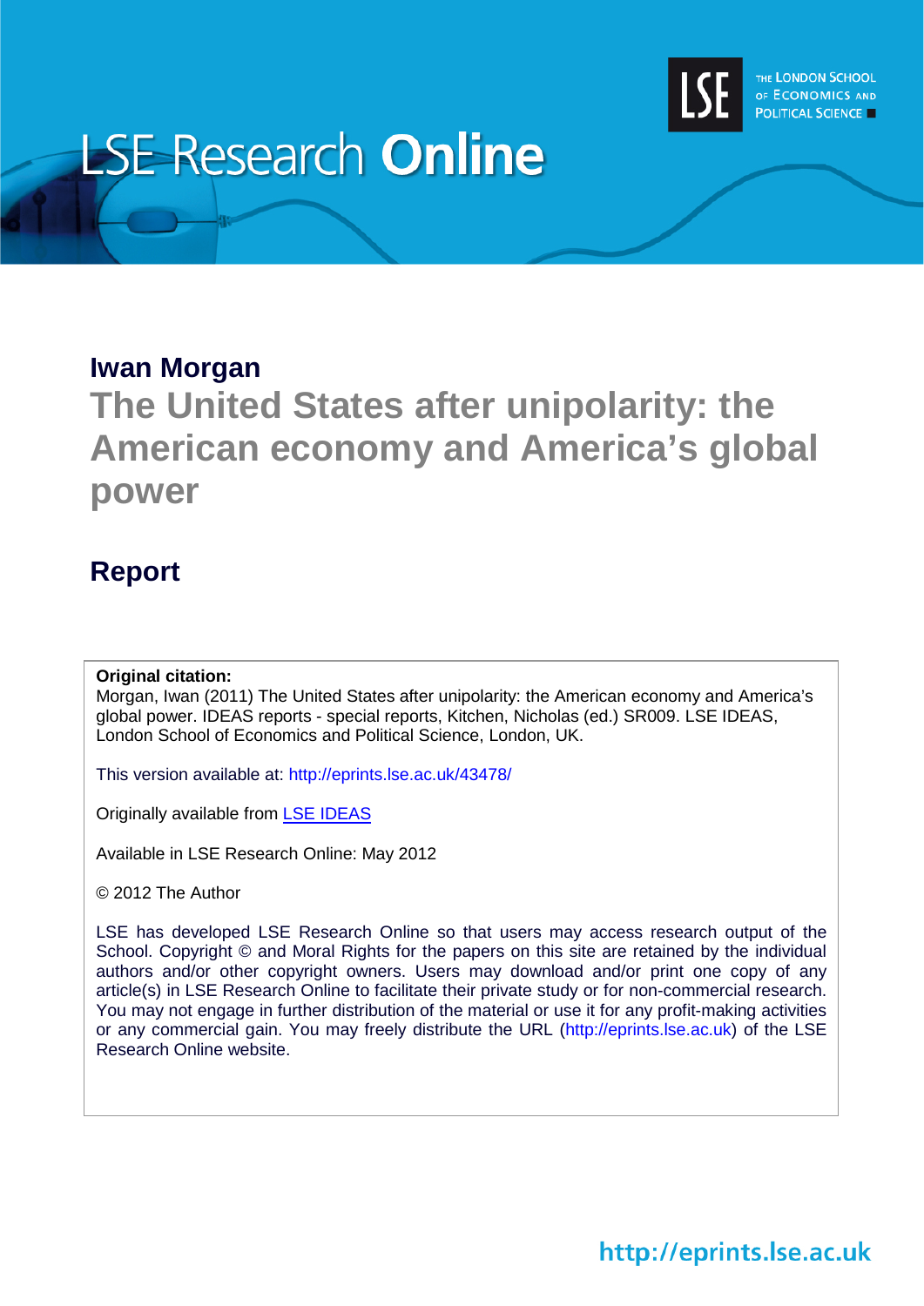LSE Research **Online**

THE LONDON SCHOOL OF ECONOMICS AND POLITICAL SCIENCE

**Iwan Morgan**

# The United States after unipolarity: the American economy and America's global power

## Report

**Original citation:**
Morgan, Iwan (2011) The United States after unipolarity: the American economy and America's global power. IDEAS reports - special reports, Kitchen, Nicholas (ed.) SR009. LSE IDEAS, London School of Economics and Political Science, London, UK.

This version available at: http://eprints.lse.ac.uk/43478/

Originally available from LSE IDEAS

Available in LSE Research Online: May 2012

© 2012 The Author

LSE has developed LSE Research Online so that users may access research output of the School. Copyright © and Moral Rights for the papers on this site are retained by the individual authors and/or other copyright owners. Users may download and/or print one copy of any article(s) in LSE Research Online to facilitate their private study or for non-commercial research. You may not engage in further distribution of the material or use it for any profit-making activities or any commercial gain. You may freely distribute the URL (http://eprints.lse.ac.uk) of the LSE Research Online website.

http://eprints.lse.ac.uk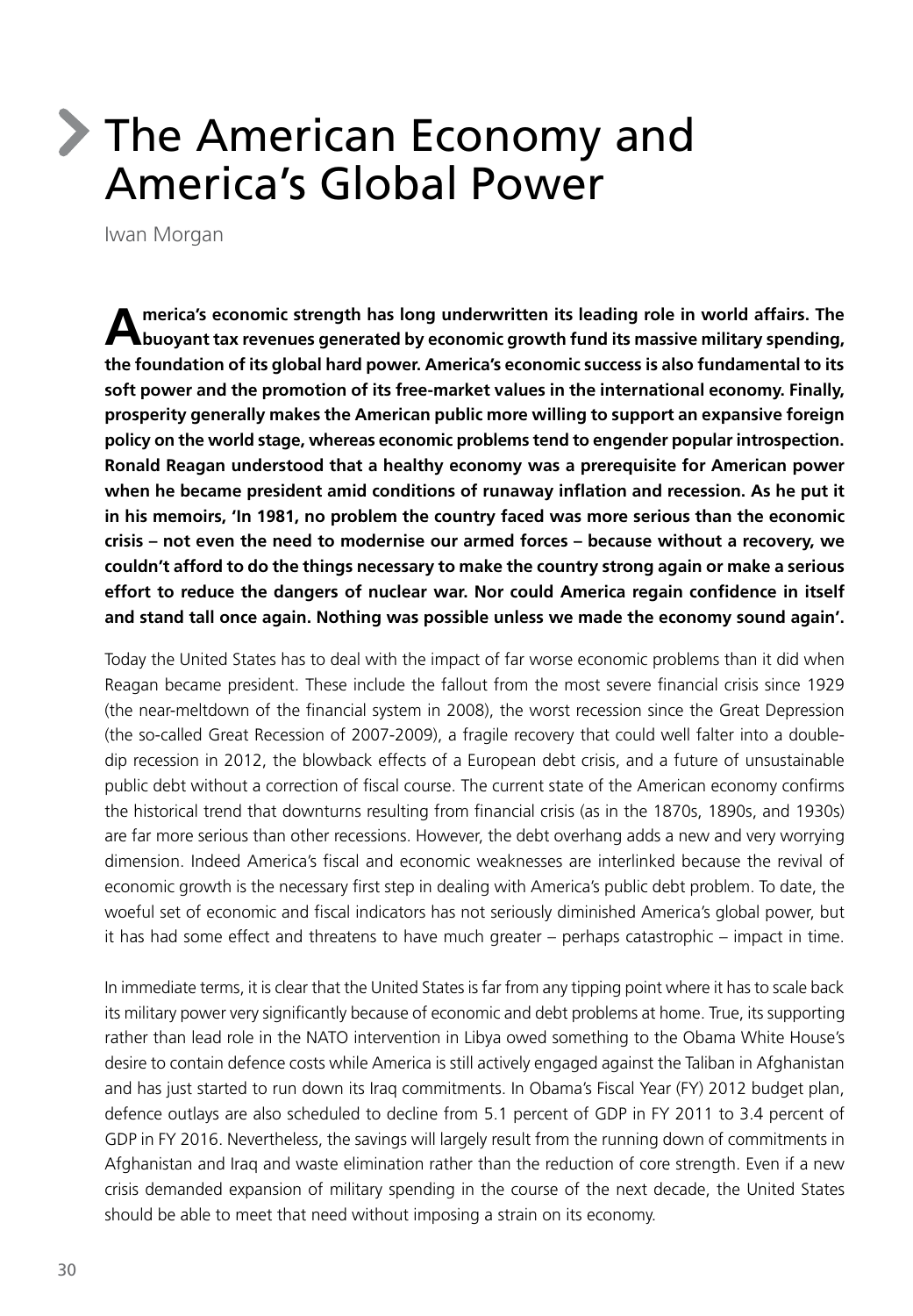# The American Economy and America's Global Power

Iwan Morgan

**America's economic strength has long underwritten its leading role in world affairs. The buoyant tax revenues generated by economic growth fund its massive military spending, the foundation of its global hard power. America's economic success is also fundamental to its soft power and the promotion of its free-market values in the international economy. Finally, prosperity generally makes the American public more willing to support an expansive foreign policy on the world stage, whereas economic problems tend to engender popular introspection. Ronald Reagan understood that a healthy economy was a prerequisite for American power when he became president amid conditions of runaway inflation and recession. As he put it in his memoirs, 'In 1981, no problem the country faced was more serious than the economic crisis – not even the need to modernise our armed forces – because without a recovery, we couldn't afford to do the things necessary to make the country strong again or make a serious effort to reduce the dangers of nuclear war. Nor could America regain confidence in itself and stand tall once again. Nothing was possible unless we made the economy sound again'.**

Today the United States has to deal with the impact of far worse economic problems than it did when Reagan became president. These include the fallout from the most severe financial crisis since 1929 (the near-meltdown of the financial system in 2008), the worst recession since the Great Depression (the so-called Great Recession of 2007-2009), a fragile recovery that could well falter into a double-dip recession in 2012, the blowback effects of a European debt crisis, and a future of unsustainable public debt without a correction of fiscal course. The current state of the American economy confirms the historical trend that downturns resulting from financial crisis (as in the 1870s, 1890s, and 1930s) are far more serious than other recessions. However, the debt overhang adds a new and very worrying dimension. Indeed America's fiscal and economic weaknesses are interlinked because the revival of economic growth is the necessary first step in dealing with America's public debt problem. To date, the woeful set of economic and fiscal indicators has not seriously diminished America's global power, but it has had some effect and threatens to have much greater – perhaps catastrophic – impact in time.

In immediate terms, it is clear that the United States is far from any tipping point where it has to scale back its military power very significantly because of economic and debt problems at home. True, its supporting rather than lead role in the NATO intervention in Libya owed something to the Obama White House's desire to contain defence costs while America is still actively engaged against the Taliban in Afghanistan and has just started to run down its Iraq commitments. In Obama's Fiscal Year (FY) 2012 budget plan, defence outlays are also scheduled to decline from 5.1 percent of GDP in FY 2011 to 3.4 percent of GDP in FY 2016. Nevertheless, the savings will largely result from the running down of commitments in Afghanistan and Iraq and waste elimination rather than the reduction of core strength. Even if a new crisis demanded expansion of military spending in the course of the next decade, the United States should be able to meet that need without imposing a strain on its economy.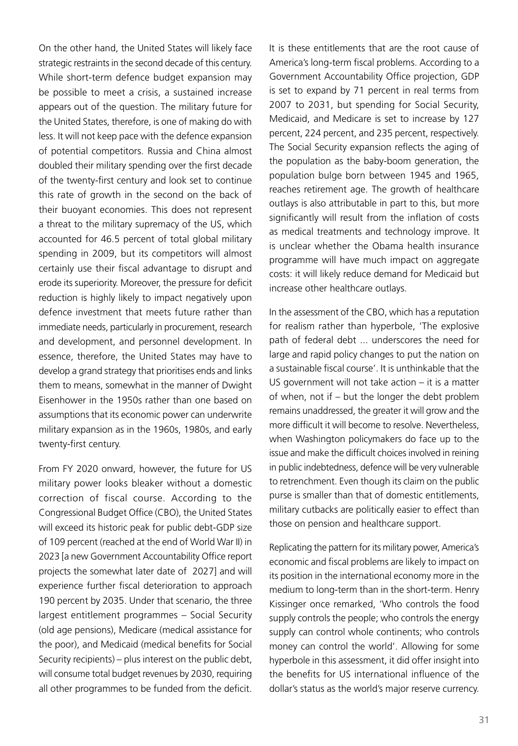On the other hand, the United States will likely face strategic restraints in the second decade of this century. While short-term defence budget expansion may be possible to meet a crisis, a sustained increase appears out of the question. The military future for the United States, therefore, is one of making do with less. It will not keep pace with the defence expansion of potential competitors. Russia and China almost doubled their military spending over the first decade of the twenty-first century and look set to continue this rate of growth in the second on the back of their buoyant economies. This does not represent a threat to the military supremacy of the US, which accounted for 46.5 percent of total global military spending in 2009, but its competitors will almost certainly use their fiscal advantage to disrupt and erode its superiority. Moreover, the pressure for deficit reduction is highly likely to impact negatively upon defence investment that meets future rather than immediate needs, particularly in procurement, research and development, and personnel development. In essence, therefore, the United States may have to develop a grand strategy that prioritises ends and links them to means, somewhat in the manner of Dwight Eisenhower in the 1950s rather than one based on assumptions that its economic power can underwrite military expansion as in the 1960s, 1980s, and early twenty-first century.

From FY 2020 onward, however, the future for US military power looks bleaker without a domestic correction of fiscal course. According to the Congressional Budget Office (CBO), the United States will exceed its historic peak for public debt-GDP size of 109 percent (reached at the end of World War II) in 2023 [a new Government Accountability Office report projects the somewhat later date of 2027] and will experience further fiscal deterioration to approach 190 percent by 2035. Under that scenario, the three largest entitlement programmes – Social Security (old age pensions), Medicare (medical assistance for the poor), and Medicaid (medical benefits for Social Security recipients) – plus interest on the public debt, will consume total budget revenues by 2030, requiring all other programmes to be funded from the deficit.

It is these entitlements that are the root cause of America's long-term fiscal problems. According to a Government Accountability Office projection, GDP is set to expand by 71 percent in real terms from 2007 to 2031, but spending for Social Security, Medicaid, and Medicare is set to increase by 127 percent, 224 percent, and 235 percent, respectively. The Social Security expansion reflects the aging of the population as the baby-boom generation, the population bulge born between 1945 and 1965, reaches retirement age. The growth of healthcare outlays is also attributable in part to this, but more significantly will result from the inflation of costs as medical treatments and technology improve. It is unclear whether the Obama health insurance programme will have much impact on aggregate costs: it will likely reduce demand for Medicaid but increase other healthcare outlays.

In the assessment of the CBO, which has a reputation for realism rather than hyperbole, 'The explosive path of federal debt ... underscores the need for large and rapid policy changes to put the nation on a sustainable fiscal course'. It is unthinkable that the US government will not take action – it is a matter of when, not if – but the longer the debt problem remains unaddressed, the greater it will grow and the more difficult it will become to resolve. Nevertheless, when Washington policymakers do face up to the issue and make the difficult choices involved in reining in public indebtedness, defence will be very vulnerable to retrenchment. Even though its claim on the public purse is smaller than that of domestic entitlements, military cutbacks are politically easier to effect than those on pension and healthcare support.

Replicating the pattern for its military power, America's economic and fiscal problems are likely to impact on its position in the international economy more in the medium to long-term than in the short-term. Henry Kissinger once remarked, 'Who controls the food supply controls the people; who controls the energy supply can control whole continents; who controls money can control the world'. Allowing for some hyperbole in this assessment, it did offer insight into the benefits for US international influence of the dollar's status as the world's major reserve currency.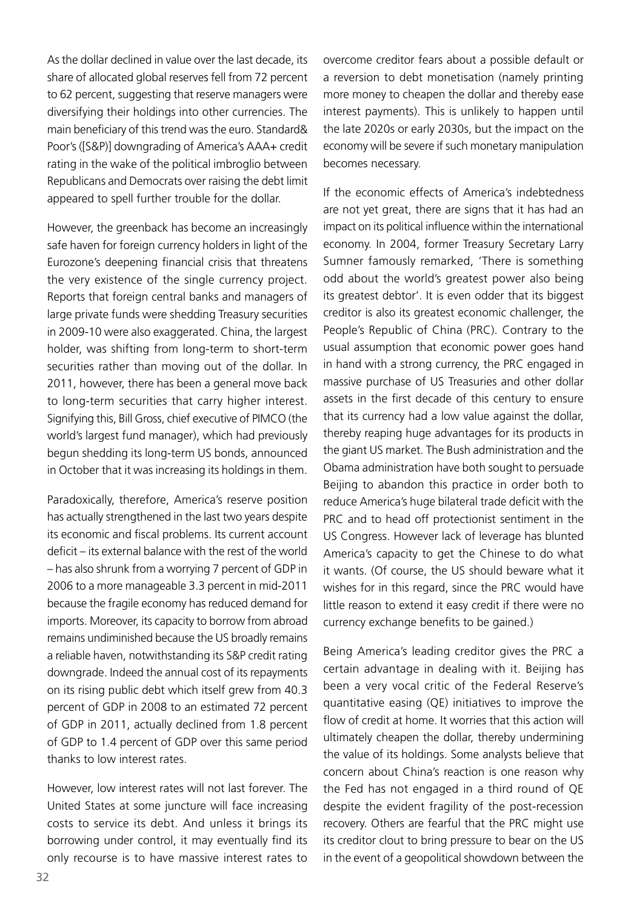As the dollar declined in value over the last decade, its share of allocated global reserves fell from 72 percent to 62 percent, suggesting that reserve managers were diversifying their holdings into other currencies. The main beneficiary of this trend was the euro. Standard& Poor's ([S&P)] downgrading of America's AAA+ credit rating in the wake of the political imbroglio between Republicans and Democrats over raising the debt limit appeared to spell further trouble for the dollar.

However, the greenback has become an increasingly safe haven for foreign currency holders in light of the Eurozone's deepening financial crisis that threatens the very existence of the single currency project. Reports that foreign central banks and managers of large private funds were shedding Treasury securities in 2009-10 were also exaggerated. China, the largest holder, was shifting from long-term to short-term securities rather than moving out of the dollar. In 2011, however, there has been a general move back to long-term securities that carry higher interest. Signifying this, Bill Gross, chief executive of PIMCO (the world's largest fund manager), which had previously begun shedding its long-term US bonds, announced in October that it was increasing its holdings in them.

Paradoxically, therefore, America's reserve position has actually strengthened in the last two years despite its economic and fiscal problems. Its current account deficit – its external balance with the rest of the world – has also shrunk from a worrying 7 percent of GDP in 2006 to a more manageable 3.3 percent in mid-2011 because the fragile economy has reduced demand for imports. Moreover, its capacity to borrow from abroad remains undiminished because the US broadly remains a reliable haven, notwithstanding its S&P credit rating downgrade. Indeed the annual cost of its repayments on its rising public debt which itself grew from 40.3 percent of GDP in 2008 to an estimated 72 percent of GDP in 2011, actually declined from 1.8 percent of GDP to 1.4 percent of GDP over this same period thanks to low interest rates.

However, low interest rates will not last forever. The United States at some juncture will face increasing costs to service its debt. And unless it brings its borrowing under control, it may eventually find its only recourse is to have massive interest rates to overcome creditor fears about a possible default or a reversion to debt monetisation (namely printing more money to cheapen the dollar and thereby ease interest payments). This is unlikely to happen until the late 2020s or early 2030s, but the impact on the economy will be severe if such monetary manipulation becomes necessary.

If the economic effects of America's indebtedness are not yet great, there are signs that it has had an impact on its political influence within the international economy. In 2004, former Treasury Secretary Larry Sumner famously remarked, 'There is something odd about the world's greatest power also being its greatest debtor'. It is even odder that its biggest creditor is also its greatest economic challenger, the People's Republic of China (PRC). Contrary to the usual assumption that economic power goes hand in hand with a strong currency, the PRC engaged in massive purchase of US Treasuries and other dollar assets in the first decade of this century to ensure that its currency had a low value against the dollar, thereby reaping huge advantages for its products in the giant US market. The Bush administration and the Obama administration have both sought to persuade Beijing to abandon this practice in order both to reduce America's huge bilateral trade deficit with the PRC and to head off protectionist sentiment in the US Congress. However lack of leverage has blunted America's capacity to get the Chinese to do what it wants. (Of course, the US should beware what it wishes for in this regard, since the PRC would have little reason to extend it easy credit if there were no currency exchange benefits to be gained.)

Being America's leading creditor gives the PRC a certain advantage in dealing with it. Beijing has been a very vocal critic of the Federal Reserve's quantitative easing (QE) initiatives to improve the flow of credit at home. It worries that this action will ultimately cheapen the dollar, thereby undermining the value of its holdings. Some analysts believe that concern about China's reaction is one reason why the Fed has not engaged in a third round of QE despite the evident fragility of the post-recession recovery. Others are fearful that the PRC might use its creditor clout to bring pressure to bear on the US in the event of a geopolitical showdown between the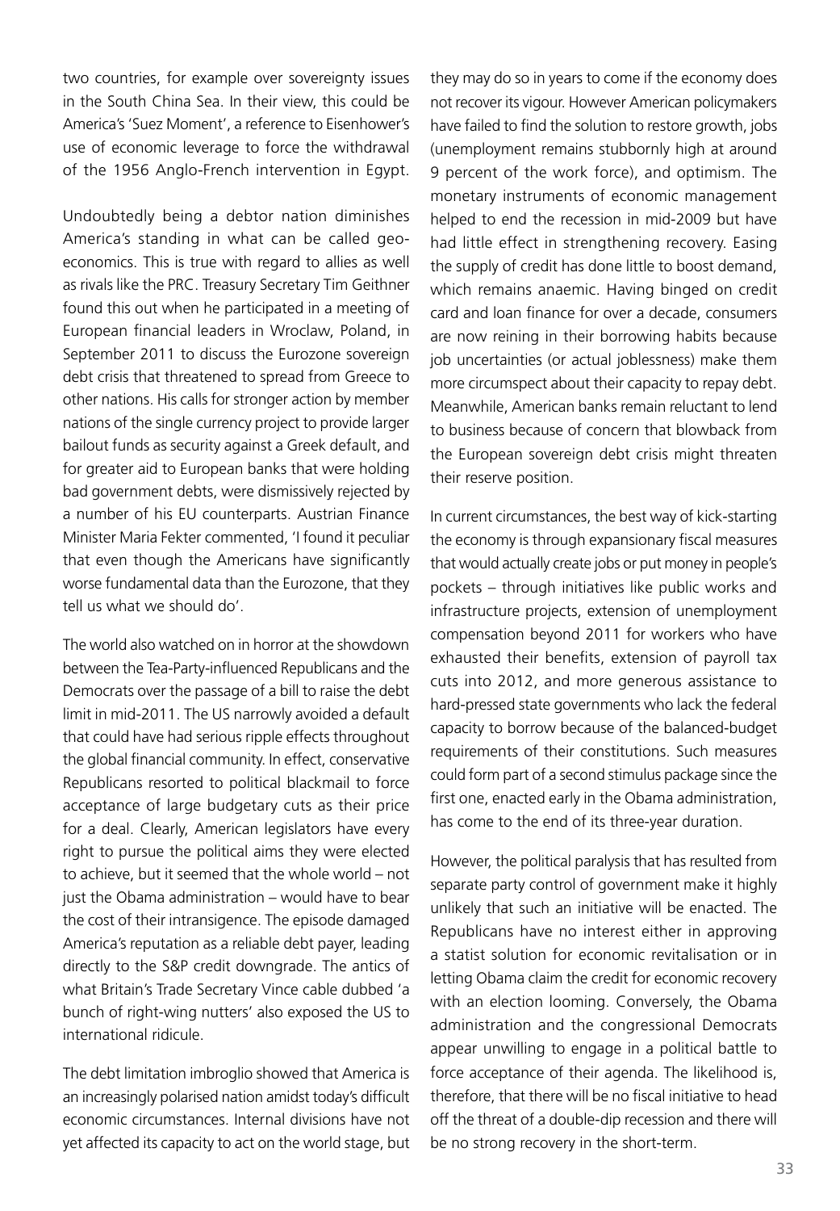two countries, for example over sovereignty issues in the South China Sea. In their view, this could be America's 'Suez Moment', a reference to Eisenhower's use of economic leverage to force the withdrawal of the 1956 Anglo-French intervention in Egypt.

Undoubtedly being a debtor nation diminishes America's standing in what can be called geo-economics. This is true with regard to allies as well as rivals like the PRC. Treasury Secretary Tim Geithner found this out when he participated in a meeting of European financial leaders in Wroclaw, Poland, in September 2011 to discuss the Eurozone sovereign debt crisis that threatened to spread from Greece to other nations. His calls for stronger action by member nations of the single currency project to provide larger bailout funds as security against a Greek default, and for greater aid to European banks that were holding bad government debts, were dismissively rejected by a number of his EU counterparts. Austrian Finance Minister Maria Fekter commented, 'I found it peculiar that even though the Americans have significantly worse fundamental data than the Eurozone, that they tell us what we should do'.

The world also watched on in horror at the showdown between the Tea-Party-influenced Republicans and the Democrats over the passage of a bill to raise the debt limit in mid-2011. The US narrowly avoided a default that could have had serious ripple effects throughout the global financial community. In effect, conservative Republicans resorted to political blackmail to force acceptance of large budgetary cuts as their price for a deal. Clearly, American legislators have every right to pursue the political aims they were elected to achieve, but it seemed that the whole world – not just the Obama administration – would have to bear the cost of their intransigence. The episode damaged America's reputation as a reliable debt payer, leading directly to the S&P credit downgrade. The antics of what Britain's Trade Secretary Vince cable dubbed 'a bunch of right-wing nutters' also exposed the US to international ridicule.

The debt limitation imbroglio showed that America is an increasingly polarised nation amidst today's difficult economic circumstances. Internal divisions have not yet affected its capacity to act on the world stage, but they may do so in years to come if the economy does not recover its vigour. However American policymakers have failed to find the solution to restore growth, jobs (unemployment remains stubbornly high at around 9 percent of the work force), and optimism. The monetary instruments of economic management helped to end the recession in mid-2009 but have had little effect in strengthening recovery. Easing the supply of credit has done little to boost demand, which remains anaemic. Having binged on credit card and loan finance for over a decade, consumers are now reining in their borrowing habits because job uncertainties (or actual joblessness) make them more circumspect about their capacity to repay debt. Meanwhile, American banks remain reluctant to lend to business because of concern that blowback from the European sovereign debt crisis might threaten their reserve position.

In current circumstances, the best way of kick-starting the economy is through expansionary fiscal measures that would actually create jobs or put money in people's pockets – through initiatives like public works and infrastructure projects, extension of unemployment compensation beyond 2011 for workers who have exhausted their benefits, extension of payroll tax cuts into 2012, and more generous assistance to hard-pressed state governments who lack the federal capacity to borrow because of the balanced-budget requirements of their constitutions. Such measures could form part of a second stimulus package since the first one, enacted early in the Obama administration, has come to the end of its three-year duration.

However, the political paralysis that has resulted from separate party control of government make it highly unlikely that such an initiative will be enacted. The Republicans have no interest either in approving a statist solution for economic revitalisation or in letting Obama claim the credit for economic recovery with an election looming. Conversely, the Obama administration and the congressional Democrats appear unwilling to engage in a political battle to force acceptance of their agenda. The likelihood is, therefore, that there will be no fiscal initiative to head off the threat of a double-dip recession and there will be no strong recovery in the short-term.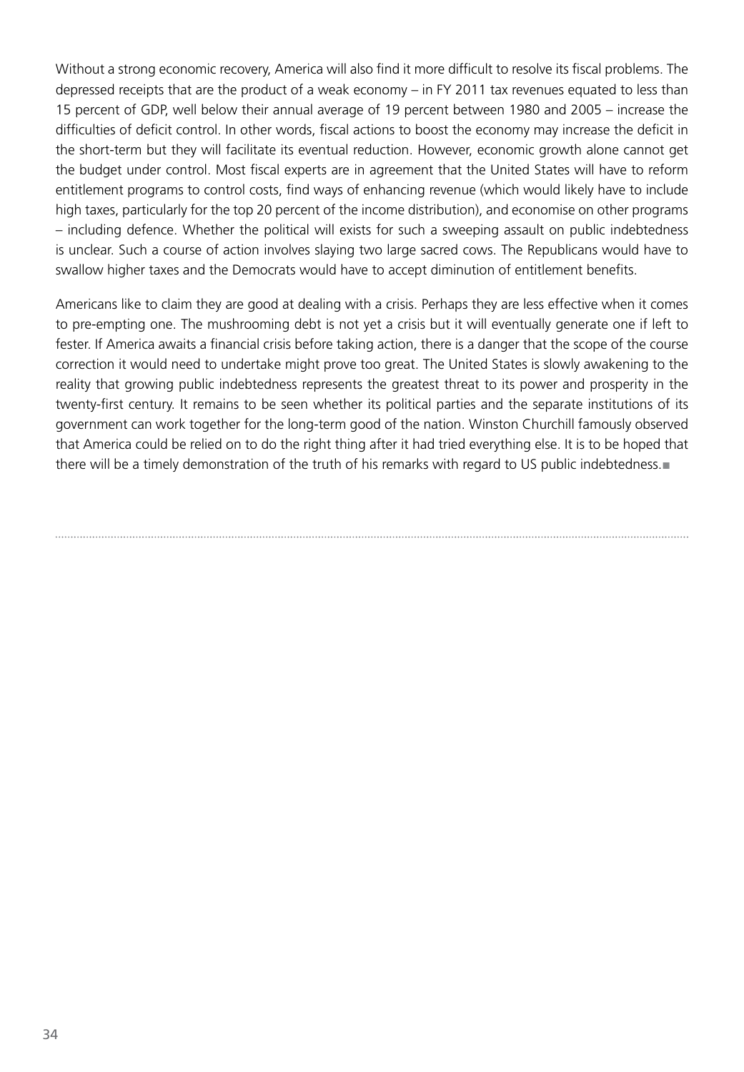Without a strong economic recovery, America will also find it more difficult to resolve its fiscal problems. The depressed receipts that are the product of a weak economy – in FY 2011 tax revenues equated to less than 15 percent of GDP, well below their annual average of 19 percent between 1980 and 2005 – increase the difficulties of deficit control. In other words, fiscal actions to boost the economy may increase the deficit in the short-term but they will facilitate its eventual reduction. However, economic growth alone cannot get the budget under control. Most fiscal experts are in agreement that the United States will have to reform entitlement programs to control costs, find ways of enhancing revenue (which would likely have to include high taxes, particularly for the top 20 percent of the income distribution), and economise on other programs – including defence. Whether the political will exists for such a sweeping assault on public indebtedness is unclear. Such a course of action involves slaying two large sacred cows. The Republicans would have to swallow higher taxes and the Democrats would have to accept diminution of entitlement benefits.

Americans like to claim they are good at dealing with a crisis. Perhaps they are less effective when it comes to pre-empting one. The mushrooming debt is not yet a crisis but it will eventually generate one if left to fester. If America awaits a financial crisis before taking action, there is a danger that the scope of the course correction it would need to undertake might prove too great. The United States is slowly awakening to the reality that growing public indebtedness represents the greatest threat to its power and prosperity in the twenty-first century. It remains to be seen whether its political parties and the separate institutions of its government can work together for the long-term good of the nation. Winston Churchill famously observed that America could be relied on to do the right thing after it had tried everything else. It is to be hoped that there will be a timely demonstration of the truth of his remarks with regard to US public indebtedness.■